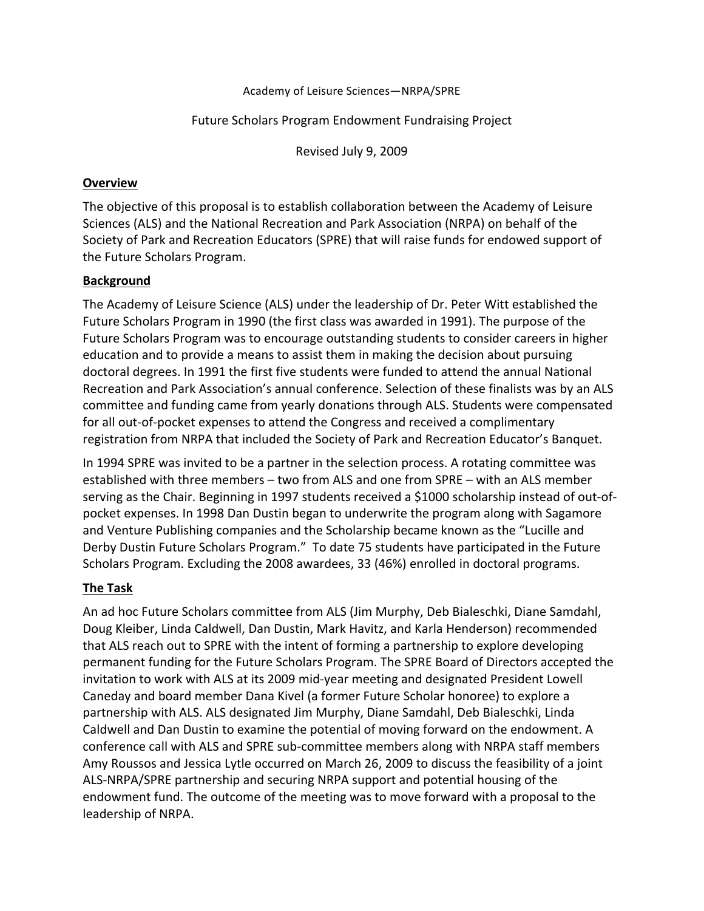Academy of Leisure Sciences—NRPA/SPRE

Future Scholars Program Endowment Fundraising Project

Revised July 9, 2009

## Overview

The objective of this proposal is to establish collaboration between the Academy of Leisure Sciences (ALS) and the National Recreation and Park Association (NRPA) on behalf of the Society of Park and Recreation Educators (SPRE) that will raise funds for endowed support of the Future Scholars Program.

## Background

The Academy of Leisure Science (ALS) under the leadership of Dr. Peter Witt established the Future Scholars Program in 1990 (the first class was awarded in 1991). The purpose of the Future Scholars Program was to encourage outstanding students to consider careers in higher education and to provide a means to assist them in making the decision about pursuing doctoral degrees. In 1991 the first five students were funded to attend the annual National Recreation and Park Association's annual conference. Selection of these finalists was by an ALS committee and funding came from yearly donations through ALS. Students were compensated for all out-of-pocket expenses to attend the Congress and received a complimentary registration from NRPA that included the Society of Park and Recreation Educator's Banquet.

In 1994 SPRE was invited to be a partner in the selection process. A rotating committee was established with three members – two from ALS and one from SPRE – with an ALS member serving as the Chair. Beginning in 1997 students received a $1000 scholarship instead of out-of-pocket expenses. In 1998 Dan Dustin began to underwrite the program along with Sagamore and Venture Publishing companies and the Scholarship became known as the "Lucille and Derby Dustin Future Scholars Program." To date 75 students have participated in the Future Scholars Program. Excluding the 2008 awardees, 33 (46%) enrolled in doctoral programs.

## The Task

An ad hoc Future Scholars committee from ALS (Jim Murphy, Deb Bialeschki, Diane Samdahl, Doug Kleiber, Linda Caldwell, Dan Dustin, Mark Havitz, and Karla Henderson) recommended that ALS reach out to SPRE with the intent of forming a partnership to explore developing permanent funding for the Future Scholars Program. The SPRE Board of Directors accepted the invitation to work with ALS at its 2009 mid-year meeting and designated President Lowell Caneday and board member Dana Kivel (a former Future Scholar honoree) to explore a partnership with ALS. ALS designated Jim Murphy, Diane Samdahl, Deb Bialeschki, Linda Caldwell and Dan Dustin to examine the potential of moving forward on the endowment. A conference call with ALS and SPRE sub-committee members along with NRPA staff members Amy Roussos and Jessica Lytle occurred on March 26, 2009 to discuss the feasibility of a joint ALS-NRPA/SPRE partnership and securing NRPA support and potential housing of the endowment fund. The outcome of the meeting was to move forward with a proposal to the leadership of NRPA.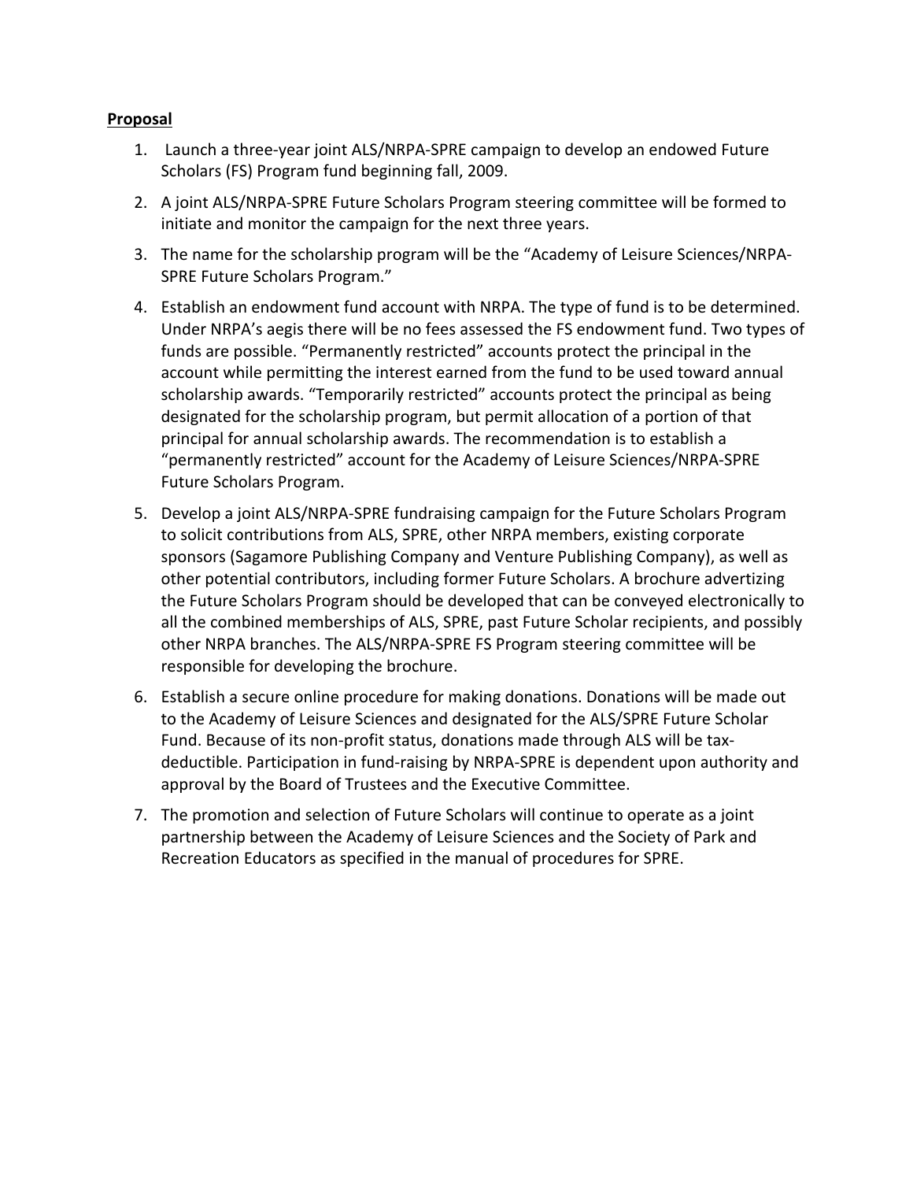**Proposal**

1. Launch a three-year joint ALS/NRPA-SPRE campaign to develop an endowed Future Scholars (FS) Program fund beginning fall, 2009.
2. A joint ALS/NRPA-SPRE Future Scholars Program steering committee will be formed to initiate and monitor the campaign for the next three years.
3. The name for the scholarship program will be the "Academy of Leisure Sciences/NRPA-SPRE Future Scholars Program."
4. Establish an endowment fund account with NRPA. The type of fund is to be determined. Under NRPA's aegis there will be no fees assessed the FS endowment fund. Two types of funds are possible. "Permanently restricted" accounts protect the principal in the account while permitting the interest earned from the fund to be used toward annual scholarship awards. "Temporarily restricted" accounts protect the principal as being designated for the scholarship program, but permit allocation of a portion of that principal for annual scholarship awards. The recommendation is to establish a "permanently restricted" account for the Academy of Leisure Sciences/NRPA-SPRE Future Scholars Program.
5. Develop a joint ALS/NRPA-SPRE fundraising campaign for the Future Scholars Program to solicit contributions from ALS, SPRE, other NRPA members, existing corporate sponsors (Sagamore Publishing Company and Venture Publishing Company), as well as other potential contributors, including former Future Scholars. A brochure advertizing the Future Scholars Program should be developed that can be conveyed electronically to all the combined memberships of ALS, SPRE, past Future Scholar recipients, and possibly other NRPA branches. The ALS/NRPA-SPRE FS Program steering committee will be responsible for developing the brochure.
6. Establish a secure online procedure for making donations. Donations will be made out to the Academy of Leisure Sciences and designated for the ALS/SPRE Future Scholar Fund. Because of its non-profit status, donations made through ALS will be tax-deductible. Participation in fund-raising by NRPA-SPRE is dependent upon authority and approval by the Board of Trustees and the Executive Committee.
7. The promotion and selection of Future Scholars will continue to operate as a joint partnership between the Academy of Leisure Sciences and the Society of Park and Recreation Educators as specified in the manual of procedures for SPRE.